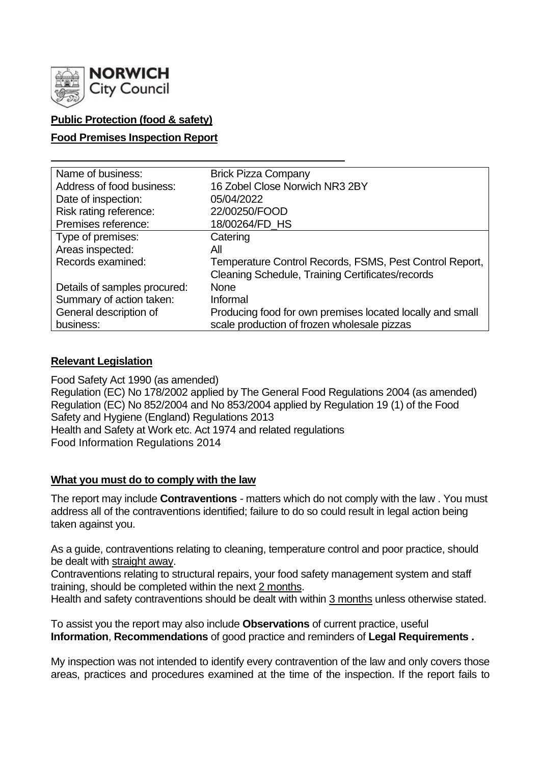NORWICH City Council

**Public Protection (food & safety)**

**Food Premises Inspection Report**

| | |
|---|---|
| Name of business: | Brick Pizza Company |
| Address of food business: | 16 Zobel Close Norwich NR3 2BY |
| Date of inspection: | 05/04/2022 |
| Risk rating reference: | 22/00250/FOOD |
| Premises reference: | 18/00264/FD_HS |
| Type of premises: | Catering |
| Areas inspected: | All |
| Records examined: | Temperature Control Records, FSMS, Pest Control Report, Cleaning Schedule, Training Certificates/records |
| Details of samples procured: | None |
| Summary of action taken: | Informal |
| General description of business: | Producing food for own premises located locally and small scale production of frozen wholesale pizzas |

**Relevant Legislation**

Food Safety Act 1990 (as amended)
Regulation (EC) No 178/2002 applied by The General Food Regulations 2004 (as amended)
Regulation (EC) No 852/2004 and No 853/2004 applied by Regulation 19 (1) of the Food Safety and Hygiene (England) Regulations 2013
Health and Safety at Work etc. Act 1974 and related regulations
Food Information Regulations 2014

**What you must do to comply with the law**

The report may include **Contraventions** - matters which do not comply with the law . You must address all of the contraventions identified; failure to do so could result in legal action being taken against you.

As a guide, contraventions relating to cleaning, temperature control and poor practice, should be dealt with straight away.
Contraventions relating to structural repairs, your food safety management system and staff training, should be completed within the next 2 months.
Health and safety contraventions should be dealt with within 3 months unless otherwise stated.

To assist you the report may also include **Observations** of current practice, useful **Information**, **Recommendations** of good practice and reminders of **Legal Requirements .**

My inspection was not intended to identify every contravention of the law and only covers those areas, practices and procedures examined at the time of the inspection. If the report fails to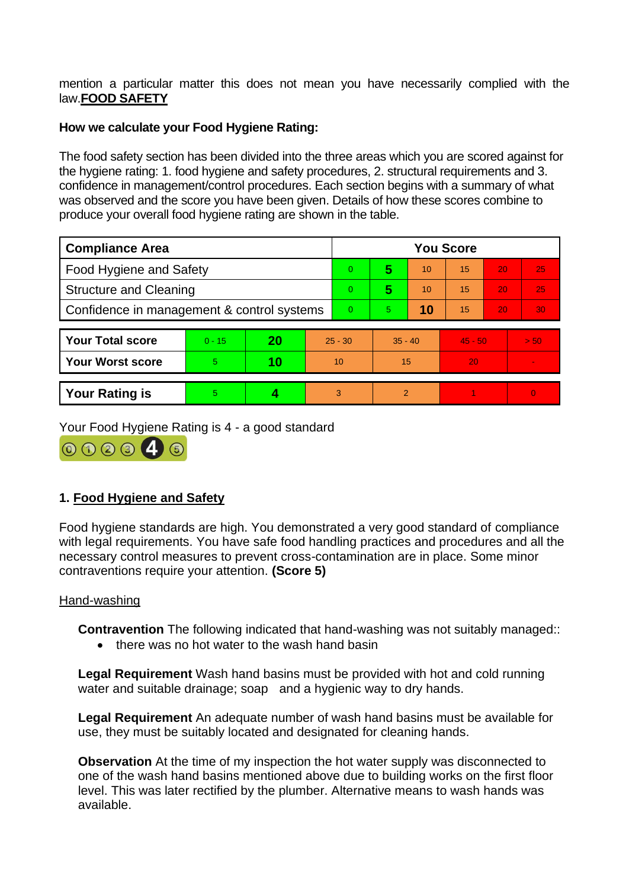mention a particular matter this does not mean you have necessarily complied with the law.**FOOD SAFETY**

**How we calculate your Food Hygiene Rating:**

The food safety section has been divided into the three areas which you are scored against for the hygiene rating: 1. food hygiene and safety procedures, 2. structural requirements and 3. confidence in management/control procedures. Each section begins with a summary of what was observed and the score you have been given. Details of how these scores combine to produce your overall food hygiene rating are shown in the table.

| Compliance Area | You Score | | | | | |
|---|---|---|---|---|---|---|
| Food Hygiene and Safety | 0 | **5** | 10 | 15 | 20 | 25 |
| Structure and Cleaning | 0 | **5** | 10 | 15 | 20 | 25 |
| Confidence in management & control systems | 0 | 5 | **10** | 15 | 20 | 30 |

| | | | | | | |
|---|---|---|---|---|---|---|
| **Your Total score** | 0 - 15 | **20** | 25 - 30 | 35 - 40 | 45 - 50 | > 50 |
| **Your Worst score** | 5 | **10** | 10 | 15 | 20 | - |

| | | | | | | |
|---|---|---|---|---|---|---|
| **Your Rating is** | 5 | **4** | 3 | 2 | 1 | 0 |

Your Food Hygiene Rating is 4 - a good standard

## 1. Food Hygiene and Safety

Food hygiene standards are high. You demonstrated a very good standard of compliance with legal requirements. You have safe food handling practices and procedures and all the necessary control measures to prevent cross-contamination are in place. Some minor contraventions require your attention. **(Score 5)**

Hand-washing

**Contravention** The following indicated that hand-washing was not suitably managed::

- there was no hot water to the wash hand basin

**Legal Requirement** Wash hand basins must be provided with hot and cold running water and suitable drainage; soap and a hygienic way to dry hands.

**Legal Requirement** An adequate number of wash hand basins must be available for use, they must be suitably located and designated for cleaning hands.

**Observation** At the time of my inspection the hot water supply was disconnected to one of the wash hand basins mentioned above due to building works on the first floor level. This was later rectified by the plumber. Alternative means to wash hands was available.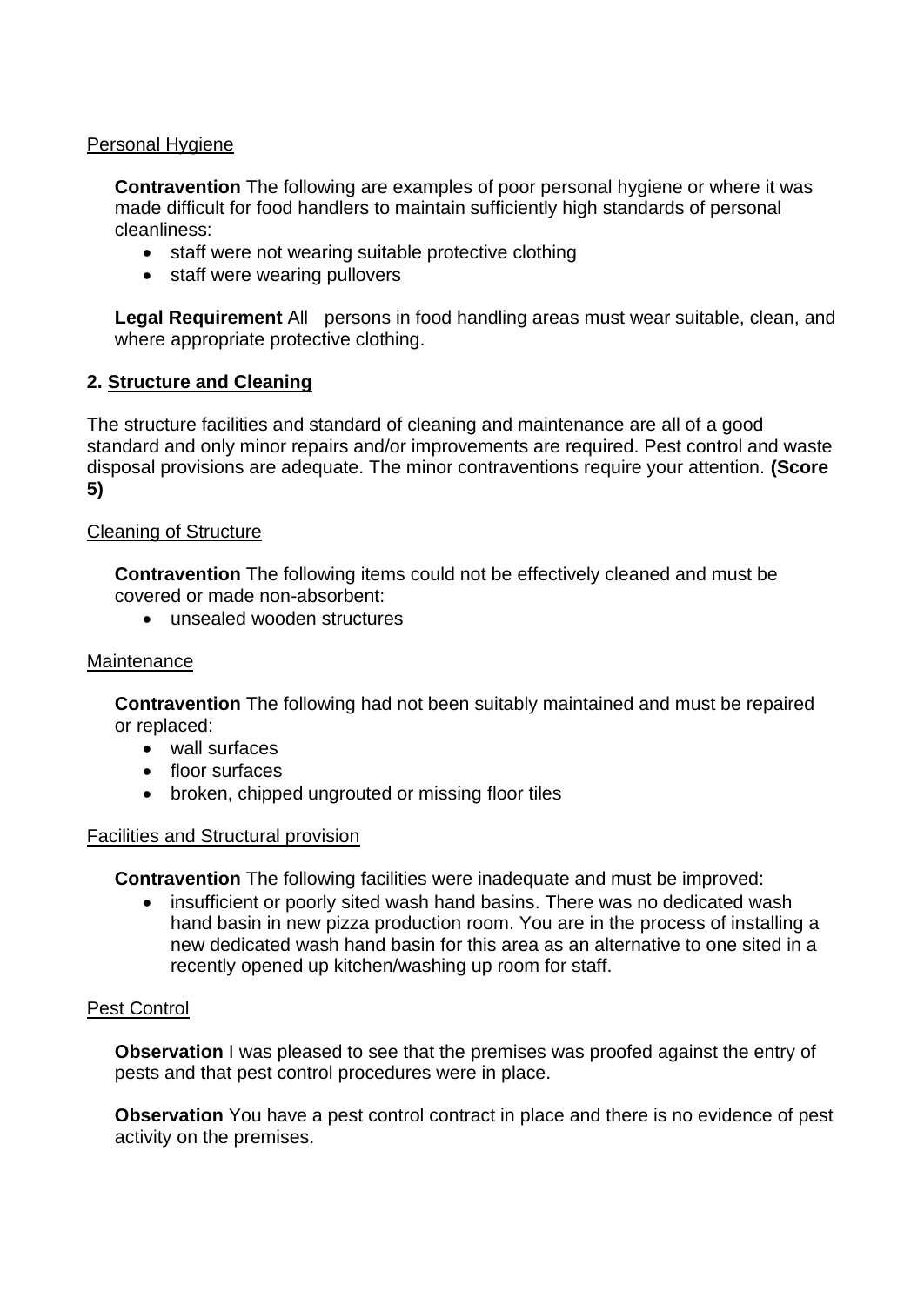Personal Hygiene

**Contravention** The following are examples of poor personal hygiene or where it was made difficult for food handlers to maintain sufficiently high standards of personal cleanliness:

- staff were not wearing suitable protective clothing
- staff were wearing pullovers

**Legal Requirement** All persons in food handling areas must wear suitable, clean, and where appropriate protective clothing.

## 2. Structure and Cleaning

The structure facilities and standard of cleaning and maintenance are all of a good standard and only minor repairs and/or improvements are required. Pest control and waste disposal provisions are adequate. The minor contraventions require your attention. **(Score 5)**

Cleaning of Structure

**Contravention** The following items could not be effectively cleaned and must be covered or made non-absorbent:

- unsealed wooden structures

Maintenance

**Contravention** The following had not been suitably maintained and must be repaired or replaced:

- wall surfaces
- floor surfaces
- broken, chipped ungrouted or missing floor tiles

Facilities and Structural provision

**Contravention** The following facilities were inadequate and must be improved:

- insufficient or poorly sited wash hand basins. There was no dedicated wash hand basin in new pizza production room. You are in the process of installing a new dedicated wash hand basin for this area as an alternative to one sited in a recently opened up kitchen/washing up room for staff.

Pest Control

**Observation** I was pleased to see that the premises was proofed against the entry of pests and that pest control procedures were in place.

**Observation** You have a pest control contract in place and there is no evidence of pest activity on the premises.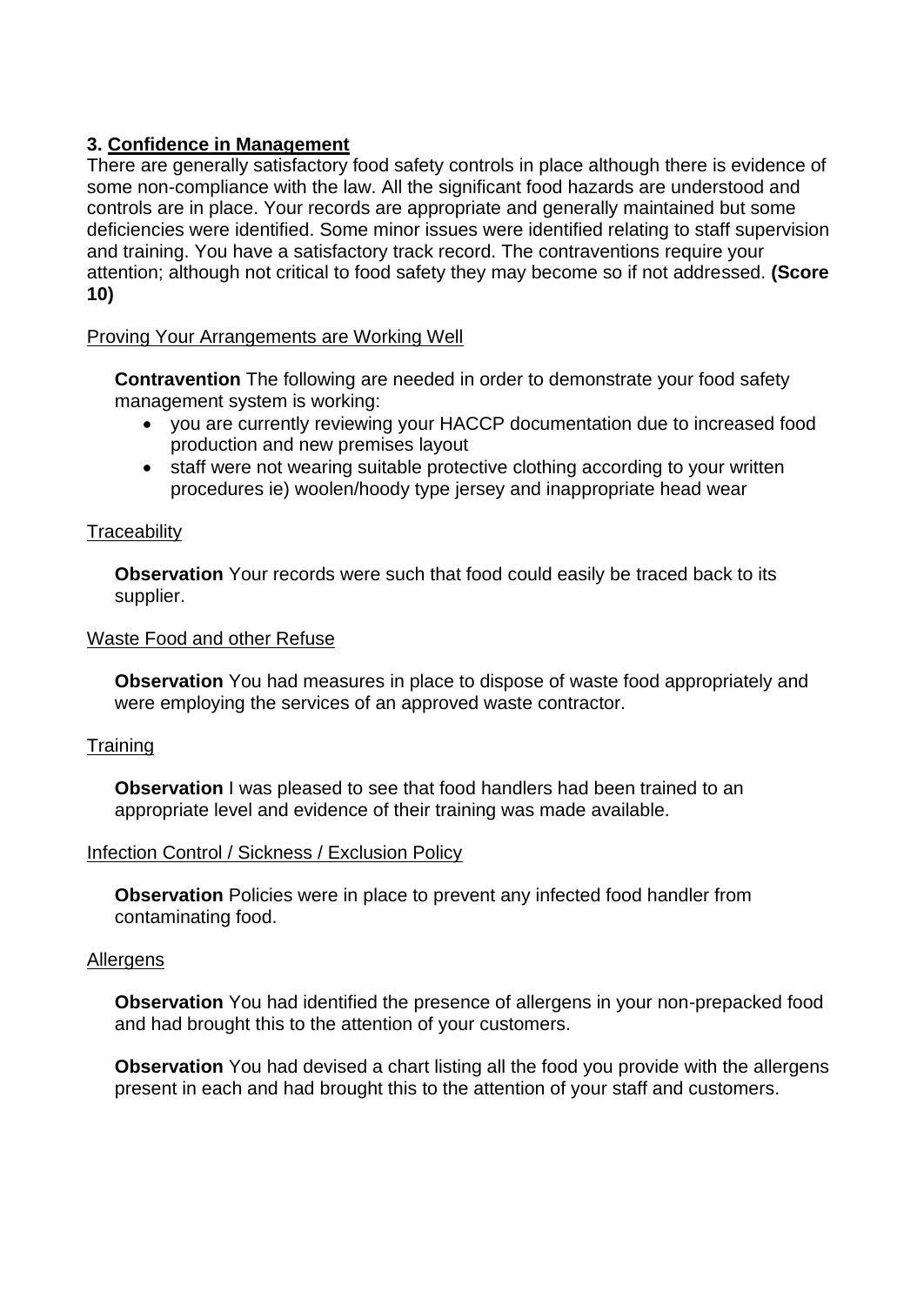### 3. Confidence in Management

There are generally satisfactory food safety controls in place although there is evidence of some non-compliance with the law. All the significant food hazards are understood and controls are in place. Your records are appropriate and generally maintained but some deficiencies were identified. Some minor issues were identified relating to staff supervision and training. You have a satisfactory track record. The contraventions require your attention; although not critical to food safety they may become so if not addressed. **(Score 10)**

Proving Your Arrangements are Working Well

**Contravention** The following are needed in order to demonstrate your food safety management system is working:

- you are currently reviewing your HACCP documentation due to increased food production and new premises layout
- staff were not wearing suitable protective clothing according to your written procedures ie) woolen/hoody type jersey and inappropriate head wear

Traceability

**Observation** Your records were such that food could easily be traced back to its supplier.

Waste Food and other Refuse

**Observation** You had measures in place to dispose of waste food appropriately and were employing the services of an approved waste contractor.

Training

**Observation** I was pleased to see that food handlers had been trained to an appropriate level and evidence of their training was made available.

Infection Control / Sickness / Exclusion Policy

**Observation** Policies were in place to prevent any infected food handler from contaminating food.

Allergens

**Observation** You had identified the presence of allergens in your non-prepacked food and had brought this to the attention of your customers.

**Observation** You had devised a chart listing all the food you provide with the allergens present in each and had brought this to the attention of your staff and customers.